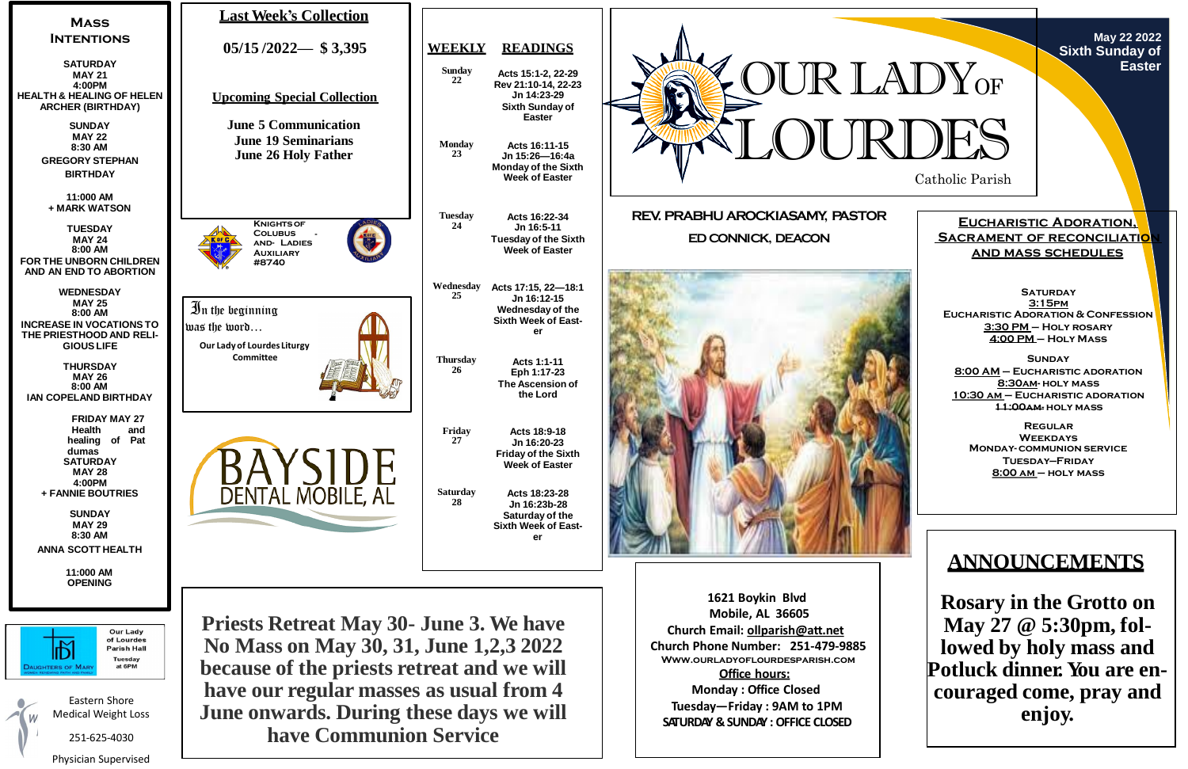# OUR LADY OF LOURDES

Catholic Parish

May 22 2022
Sixth Sunday of Easter

REV. PRABHU AROCKIASAMY, PASTOR

ED CONNICK, DEACON

## Mass Intentions

**SATURDAY**
**MAY 21**
**4:00PM**
HEALTH & HEALING OF HELEN ARCHER (BIRTHDAY)

**SUNDAY**
**MAY 22**
**8:30 AM**
GREGORY STEPHAN BIRTHDAY

**11:000 AM**
+ MARK WATSON

**TUESDAY**
**MAY 24**
**8:00 AM**
FOR THE UNBORN CHILDREN AND AN END TO ABORTION

**WEDNESDAY**
**MAY 25**
**8:00 AM**
INCREASE IN VOCATIONS TO THE PRIESTHOOD AND RELIGIOUS LIFE

**THURSDAY**
**MAY 26**
**8:00 AM**
IAN COPELAND BIRTHDAY

**FRIDAY MAY 27**
Health and healing of Pat dumas

**SATURDAY**
**MAY 28**
**4:00PM**
+ FANNIE BOUTRIES

**SUNDAY**
**MAY 29**
**8:30 AM**
ANNA SCOTT HEALTH

**11:000 AM**
OPENING

Daughters of Mary — Our Lady of Lourdes Parish Hall, Tuesday at 6PM

Eastern Shore Medical Weight Loss
251-625-4030
Physician Supervised

## Last Week's Collection

**05/15 /2022— $ 3,395**

### Upcoming Special Collection

**June 5 Communication**
**June 19 Seminarians**
**June 26 Holy Father**

Knights of Colubus - and- Ladies Auxiliary #8740

In the beginning was the word…

Our Lady of Lourdes Liturgy Committee

BAYSIDE DENTAL MOBILE, AL

## WEEKLY READINGS

| Day | Readings |
|---|---|
| Sunday 22 | Acts 15:1-2, 22-29; Rev 21:10-14, 22-23; Jn 14:23-29; Sixth Sunday of Easter |
| Monday 23 | Acts 16:11-15; Jn 15:26—16:4a; Monday of the Sixth Week of Easter |
| Tuesday 24 | Acts 16:22-34; Jn 16:5-11; Tuesday of the Sixth Week of Easter |
| Wednesday 25 | Acts 17:15, 22—18:1; Jn 16:12-15; Wednesday of the Sixth Week of Easter |
| Thursday 26 | Acts 1:1-11; Eph 1:17-23; The Ascension of the Lord |
| Friday 27 | Acts 18:9-18; Jn 16:20-23; Friday of the Sixth Week of Easter |
| Saturday 28 | Acts 18:23-28; Jn 16:23b-28; Saturday of the Sixth Week of Easter |

## Eucharistic Adoration, Sacrament of Reconciliation and Mass Schedules

**SATURDAY**
3:15PM Eucharistic Adoration & Confession
3:30 PM – Holy Rosary
4:00 PM – Holy Mass

**SUNDAY**
8:00 AM – Eucharistic Adoration
8:30AM- Holy Mass
10:30 AM – Eucharistic Adoration
11:00AM- Holy Mass

**REGULAR WEEKDAYS**
Monday- Communion Service
Tuesday–Friday
8:00 AM – Holy Mass

**Priests Retreat May 30- June 3. We have No Mass on May 30, 31, June 1,2,3 2022 because of the priests retreat and we will have our regular masses as usual from 4 June onwards. During these days we will have Communion Service**

**1621 Boykin Blvd**
**Mobile, AL 36605**
**Church Email: ollparish@att.net**
**Church Phone Number: 251-479-9885**
**www.ourladyoflourdesparish.com**
**Office hours:**
**Monday : Office Closed**
**Tuesday—Friday : 9AM to 1PM**
**SATURDAY & SUNDAY : OFFICE CLOSED**

## ANNOUNCEMENTS

**Rosary in the Grotto on May 27 @ 5:30pm, followed by holy mass and Potluck dinner. You are encouraged come, pray and enjoy.**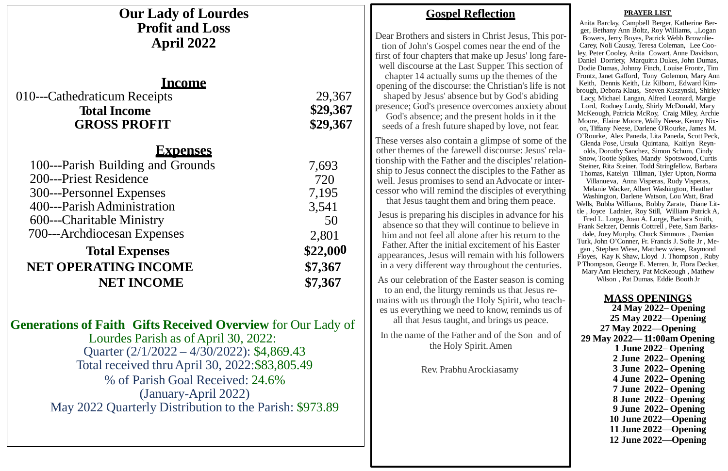# Our Lady of Lourdes
## Profit and Loss
## April 2022

### Income

| | |
|---|---|
| 010---Cathedraticum Receipts | 29,367 |
| **Total Income** | **$29,367** |
| **GROSS PROFIT** | **$29,367** |

### Expenses

| | |
|---|---|
| 100---Parish Building and Grounds | 7,693 |
| 200---Priest Residence | 720 |
| 300---Personnel Expenses | 7,195 |
| 400---Parish Administration | 3,541 |
| 600---Charitable Ministry | 50 |
| 700---Archdiocesan Expenses | 2,801 |
| **Total Expenses** | **$22,000** |
| **NET OPERATING INCOME** | **$7,367** |
| **NET INCOME** | **$7,367** |

**Generations of Faith Gifts Received Overview** for Our Lady of Lourdes Parish as of April 30, 2022:

Quarter (2/1/2022 – 4/30/2022): $4,869.43

Total received thru April 30, 2022: $83,805.49

% of Parish Goal Received: 24.6%
(January-April 2022)

May 2022 Quarterly Distribution to the Parish: $973.89

## Gospel Reflection

Dear Brothers and sisters in Christ Jesus, This portion of John's Gospel comes near the end of the first of four chapters that make up Jesus' long farewell discourse at the Last Supper. This section of chapter 14 actually sums up the themes of the opening of the discourse: the Christian's life is not shaped by Jesus' absence but by God's abiding presence; God's presence overcomes anxiety about God's absence; and the present holds in it the seeds of a fresh future shaped by love, not fear.

These verses also contain a glimpse of some of the other themes of the farewell discourse: Jesus' relationship with the Father and the disciples' relationship to Jesus connect the disciples to the Father as well. Jesus promises to send an Advocate or intercessor who will remind the disciples of everything that Jesus taught them and bring them peace.

Jesus is preparing his disciples in advance for his absence so that they will continue to believe in him and not feel all alone after his return to the Father. After the initial excitement of his Easter appearances, Jesus will remain with his followers in a very different way throughout the centuries.

As our celebration of the Easter season is coming to an end, the liturgy reminds us that Jesus remains with us through the Holy Spirit, who teaches us everything we need to know, reminds us of all that Jesus taught, and brings us peace.

In the name of the Father and of the Son and of the Holy Spirit. Amen

Rev. Prabhu Arockiasamy

**PRAYER LIST**

Anita Barclay, Campbell Berger, Katherine Berger, Bethany Ann Boltz, Roy Williams, .,Logan Bowers, Jerry Boyes, Patrick Webb Brownlie-Carey, Noli Causay, Teresa Coleman, Lee Cooley, Peter Cooley, Anita Cowart, Anne Davidson, Daniel Dorriety, Marquitta Dukes, John Dumas, Dodie Dumas, Johnny Finch, Louise Frontz, Tim Frontz, Janet Gafford, Tony Golemon, Mary Ann Keith, Dennis Keith, Liz Kilborn, Edward Kimbrough, Debora Klaus, Steven Kuszynski, Shirley Lacy, Michael Langan, Alfred Leonard, Margie Lord, Rodney Lundy, Shirly McDonald, Mary McKeough, Patricia McRoy, Craig Miley, Archie Moore, Elaine Moore, Wally Neese, Kenny Nixon, Tiffany Neese, Darlene O'Rourke, James M. O'Rourke, Alex Paneda, Lita Paneda, Scott Peck, Glenda Pose, Ursula Quintana, Kaitlyn Reynolds, Dorothy Sanchez, Simon Schum, Cindy Snow, Tootie Spikes, Mandy Spotswood, Curtis Steiner, Rita Steiner, Todd Stringfellow, Barbara Thomas, Katelyn Tillman, Tyler Upton, Norma Villanueva, Anna Visperas, Rudy Visperas, Melanie Wacker, Albert Washington, Heather Washington, Darlene Watson, Lou Watt, Brad Wells, Bubba Williams, Bobby Zarate, Diane Little , Joyce Ladnier, Roy Still, William Patrick A, Fred L. Lorge, Joan A. Lorge, Barbara Smith, Frank Seltzer, Dennis Cottrell , Pete, Sam Barksdale, Joey Murphy, Chuck Simmons , Damian Turk, John O'Conner, Fr. Francis J. Sofie Jr , Megan , Stephen Wiese, Matthew wiese, Raymond Floyes, Kay K Shaw, Lloyd J. Thompson , Ruby P Thompson, George E. Merren, Jr, Flora Decker, Mary Ann Fletchery, Pat McKeough , Mathew Wilson , Pat Dumas, Eddie Booth Jr

**MASS OPENINGS**

**24 May 2022– Opening**
**25 May 2022—Opening**
**27 May 2022—Opening**
**29 May 2022— 11:00am Opening**
**1 June 2022– Opening**
**2 June 2022– Opening**
**3 June 2022– Opening**
**4 June 2022– Opening**
**7 June 2022– Opening**
**8 June 2022– Opening**
**9 June 2022– Opening**
**10 June 2022—Opening**
**11 June 2022—Opening**
**12 June 2022—Opening**